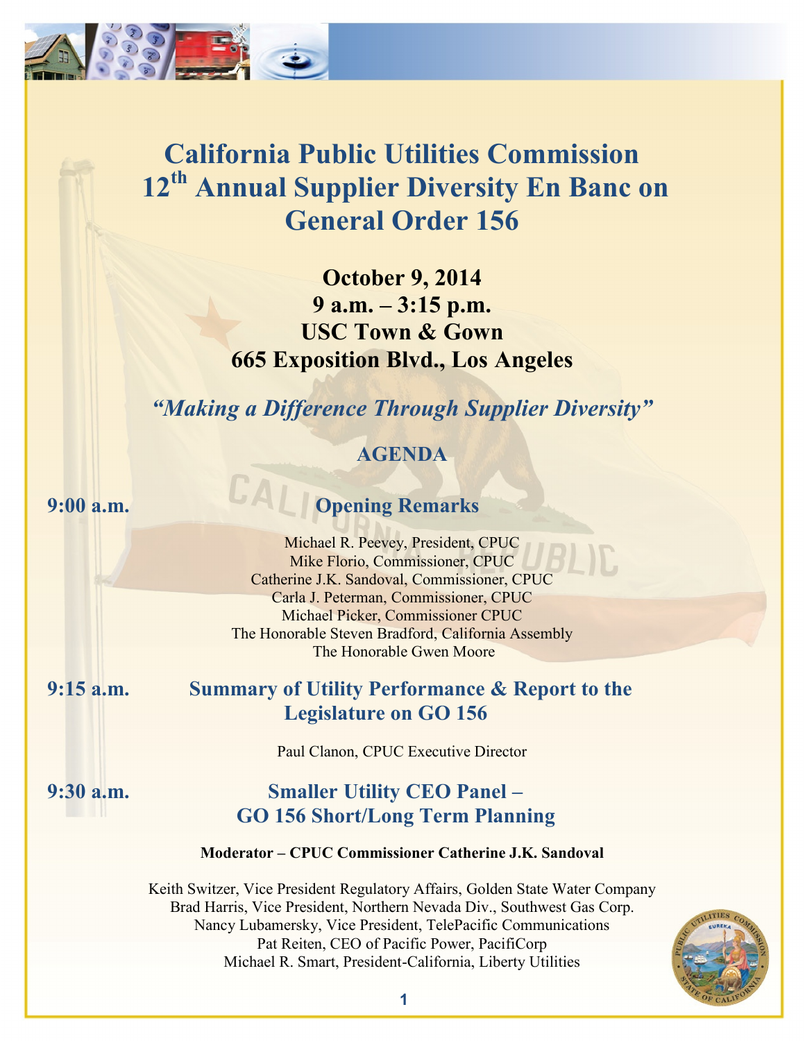# California Public Utilities Commission 12th Annual Supplier Diversity En Banc on General Order 156

**October 9, 2014**
**9 a.m. – 3:15 p.m.**
**USC Town & Gown**
**665 Exposition Blvd., Los Angeles**

***"Making a Difference Through Supplier Diversity"***

## AGENDA

### 9:00 a.m. Opening Remarks

Michael R. Peevey, President, CPUC
Mike Florio, Commissioner, CPUC
Catherine J.K. Sandoval, Commissioner, CPUC
Carla J. Peterman, Commissioner, CPUC
Michael Picker, Commissioner CPUC
The Honorable Steven Bradford, California Assembly
The Honorable Gwen Moore

### 9:15 a.m. Summary of Utility Performance & Report to the Legislature on GO 156

Paul Clanon, CPUC Executive Director

### 9:30 a.m. Smaller Utility CEO Panel – GO 156 Short/Long Term Planning

**Moderator – CPUC Commissioner Catherine J.K. Sandoval**

Keith Switzer, Vice President Regulatory Affairs, Golden State Water Company
Brad Harris, Vice President, Northern Nevada Div., Southwest Gas Corp.
Nancy Lubamersky, Vice President, TelePacific Communications
Pat Reiten, CEO of Pacific Power, PacifiCorp
Michael R. Smart, President-California, Liberty Utilities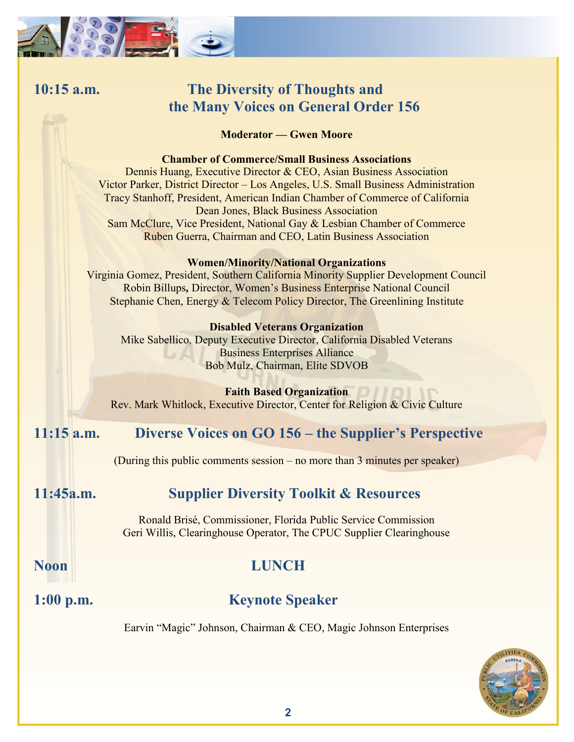## 10:15 a.m. The Diversity of Thoughts and the Many Voices on General Order 156

**Moderator — Gwen Moore**

**Chamber of Commerce/Small Business Associations**

Dennis Huang, Executive Director & CEO, Asian Business Association
Victor Parker, District Director – Los Angeles, U.S. Small Business Administration
Tracy Stanhoff, President, American Indian Chamber of Commerce of California
Dean Jones, Black Business Association
Sam McClure, Vice President, National Gay & Lesbian Chamber of Commerce
Ruben Guerra, Chairman and CEO, Latin Business Association

**Women/Minority/National Organizations**

Virginia Gomez, President, Southern California Minority Supplier Development Council
Robin Billups, Director, Women's Business Enterprise National Council
Stephanie Chen, Energy & Telecom Policy Director, The Greenlining Institute

**Disabled Veterans Organization**

Mike Sabellico, Deputy Executive Director, California Disabled Veterans Business Enterprises Alliance
Bob Mulz, Chairman, Elite SDVOB

**Faith Based Organization**

Rev. Mark Whitlock, Executive Director, Center for Religion & Civic Culture

## 11:15 a.m. Diverse Voices on GO 156 – the Supplier's Perspective

(During this public comments session – no more than 3 minutes per speaker)

## 11:45a.m. Supplier Diversity Toolkit & Resources

Ronald Brisé, Commissioner, Florida Public Service Commission
Geri Willis, Clearinghouse Operator, The CPUC Supplier Clearinghouse

## Noon LUNCH

## 1:00 p.m. Keynote Speaker

Earvin "Magic" Johnson, Chairman & CEO, Magic Johnson Enterprises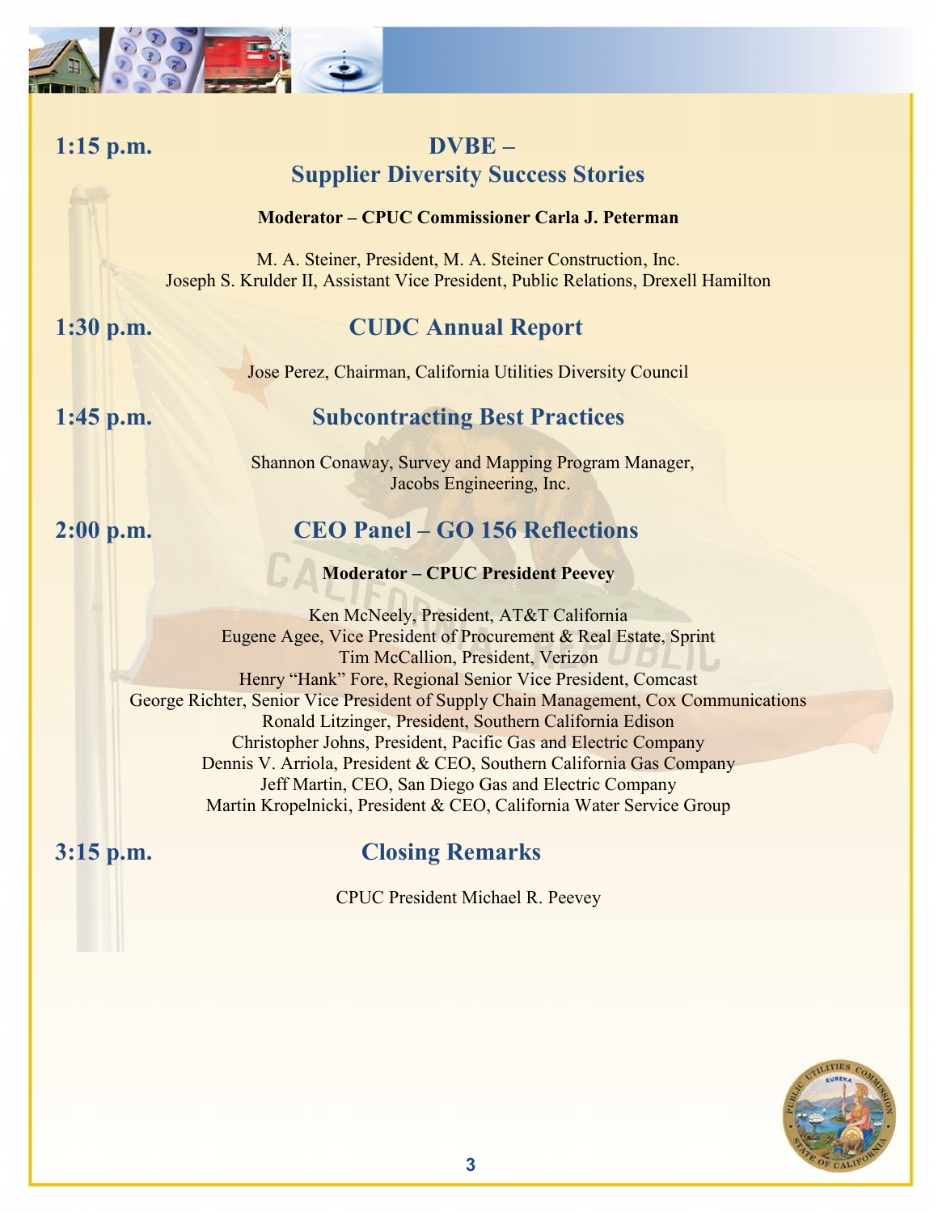**1:15 p.m.**

## DVBE – Supplier Diversity Success Stories

**Moderator – CPUC Commissioner Carla J. Peterman**

M. A. Steiner, President, M. A. Steiner Construction, Inc.
Joseph S. Krulder II, Assistant Vice President, Public Relations, Drexell Hamilton

**1:30 p.m.**

## CUDC Annual Report

Jose Perez, Chairman, California Utilities Diversity Council

**1:45 p.m.**

## Subcontracting Best Practices

Shannon Conaway, Survey and Mapping Program Manager, Jacobs Engineering, Inc.

**2:00 p.m.**

## CEO Panel – GO 156 Reflections

**Moderator – CPUC President Peevey**

Ken McNeely, President, AT&T California
Eugene Agee, Vice President of Procurement & Real Estate, Sprint
Tim McCallion, President, Verizon
Henry "Hank" Fore, Regional Senior Vice President, Comcast
George Richter, Senior Vice President of Supply Chain Management, Cox Communications
Ronald Litzinger, President, Southern California Edison
Christopher Johns, President, Pacific Gas and Electric Company
Dennis V. Arriola, President & CEO, Southern California Gas Company
Jeff Martin, CEO, San Diego Gas and Electric Company
Martin Kropelnicki, President & CEO, California Water Service Group

**3:15 p.m.**

## Closing Remarks

CPUC President Michael R. Peevey